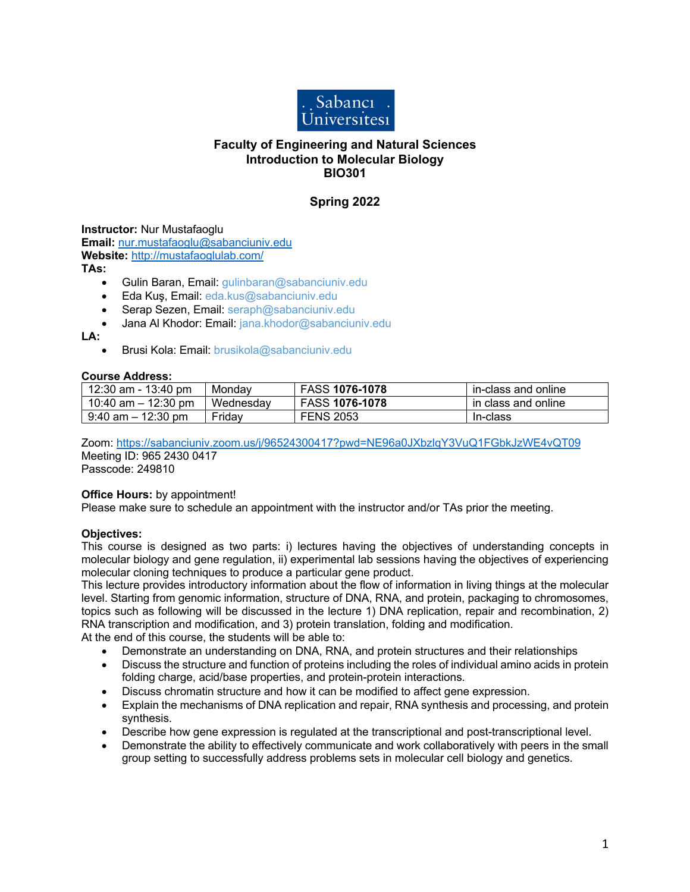**Faculty of Engineering and Natural Sciences**
**Introduction to Molecular Biology**
**BIO301**

**Spring 2022**

**Instructor:** Nur Mustafaoglu
**Email:** nur.mustafaoglu@sabanciuniv.edu
**Website:** http://mustafaoglulab.com/
**TAs:**

- Gulin Baran, Email: gulinbaran@sabanciuniv.edu
- Eda Kuş, Email: eda.kus@sabanciuniv.edu
- Serap Sezen, Email: seraph@sabanciuniv.edu
- Jana Al Khodor: Email: jana.khodor@sabanciuniv.edu

**LA:**

- Brusi Kola: Email: brusikola@sabanciuniv.edu

**Course Address:**

| 12:30 am - 13:40 pm | Monday | FASS **1076-1078** | in-class and online |
|---|---|---|---|
| 10:40 am – 12:30 pm | Wednesday | FASS **1076-1078** | in class and online |
| 9:40 am – 12:30 pm | Friday | FENS 2053 | In-class |

Zoom: https://sabanciuniv.zoom.us/j/96524300417?pwd=NE96a0JXbzlqY3VuQ1FGbkJzWE4vQT09
Meeting ID: 965 2430 0417
Passcode: 249810

**Office Hours:** by appointment!
Please make sure to schedule an appointment with the instructor and/or TAs prior the meeting.

**Objectives:**
This course is designed as two parts: i) lectures having the objectives of understanding concepts in molecular biology and gene regulation, ii) experimental lab sessions having the objectives of experiencing molecular cloning techniques to produce a particular gene product.
This lecture provides introductory information about the flow of information in living things at the molecular level. Starting from genomic information, structure of DNA, RNA, and protein, packaging to chromosomes, topics such as following will be discussed in the lecture 1) DNA replication, repair and recombination, 2) RNA transcription and modification, and 3) protein translation, folding and modification.
At the end of this course, the students will be able to:

- Demonstrate an understanding on DNA, RNA, and protein structures and their relationships
- Discuss the structure and function of proteins including the roles of individual amino acids in protein folding charge, acid/base properties, and protein-protein interactions.
- Discuss chromatin structure and how it can be modified to affect gene expression.
- Explain the mechanisms of DNA replication and repair, RNA synthesis and processing, and protein synthesis.
- Describe how gene expression is regulated at the transcriptional and post-transcriptional level.
- Demonstrate the ability to effectively communicate and work collaboratively with peers in the small group setting to successfully address problems sets in molecular cell biology and genetics.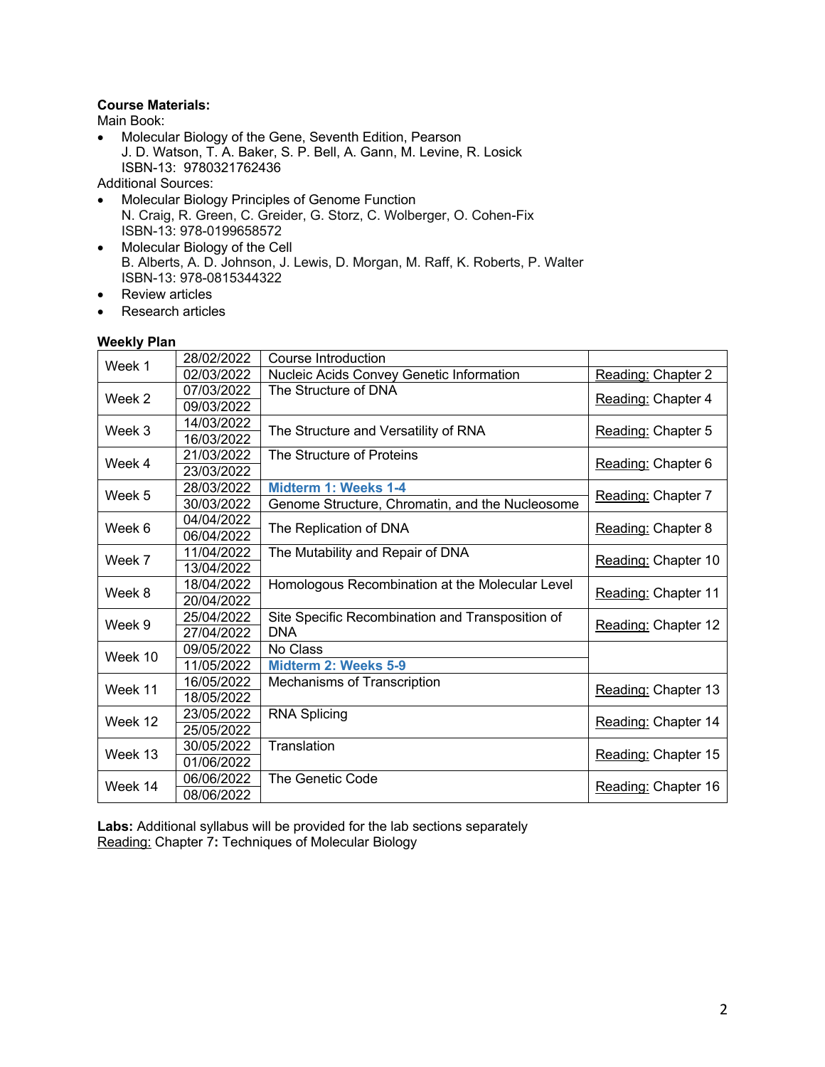**Course Materials:**

Main Book:

- Molecular Biology of the Gene, Seventh Edition, Pearson
  J. D. Watson, T. A. Baker, S. P. Bell, A. Gann, M. Levine, R. Losick
  ISBN-13: 9780321762436

Additional Sources:

- Molecular Biology Principles of Genome Function
  N. Craig, R. Green, C. Greider, G. Storz, C. Wolberger, O. Cohen-Fix
  ISBN-13: 978-0199658572
- Molecular Biology of the Cell
  B. Alberts, A. D. Johnson, J. Lewis, D. Morgan, M. Raff, K. Roberts, P. Walter
  ISBN-13: 978-0815344322
- Review articles
- Research articles

**Weekly Plan**

| Week | Date | Topic | Reading |
|---|---|---|---|
| Week 1 | 28/02/2022 | Course Introduction | |
| | 02/03/2022 | Nucleic Acids Convey Genetic Information | Reading: Chapter 2 |
| Week 2 | 07/03/2022 | The Structure of DNA | Reading: Chapter 4 |
| | 09/03/2022 | | |
| Week 3 | 14/03/2022 | The Structure and Versatility of RNA | Reading: Chapter 5 |
| | 16/03/2022 | | |
| Week 4 | 21/03/2022 | The Structure of Proteins | Reading: Chapter 6 |
| | 23/03/2022 | | |
| Week 5 | 28/03/2022 | **Midterm 1: Weeks 1-4** | Reading: Chapter 7 |
| | 30/03/2022 | Genome Structure, Chromatin, and the Nucleosome | |
| Week 6 | 04/04/2022 | The Replication of DNA | Reading: Chapter 8 |
| | 06/04/2022 | | |
| Week 7 | 11/04/2022 | The Mutability and Repair of DNA | Reading: Chapter 10 |
| | 13/04/2022 | | |
| Week 8 | 18/04/2022 | Homologous Recombination at the Molecular Level | Reading: Chapter 11 |
| | 20/04/2022 | | |
| Week 9 | 25/04/2022 | Site Specific Recombination and Transposition of DNA | Reading: Chapter 12 |
| | 27/04/2022 | | |
| Week 10 | 09/05/2022 | No Class | |
| | 11/05/2022 | **Midterm 2: Weeks 5-9** | |
| Week 11 | 16/05/2022 | Mechanisms of Transcription | Reading: Chapter 13 |
| | 18/05/2022 | | |
| Week 12 | 23/05/2022 | RNA Splicing | Reading: Chapter 14 |
| | 25/05/2022 | | |
| Week 13 | 30/05/2022 | Translation | Reading: Chapter 15 |
| | 01/06/2022 | | |
| Week 14 | 06/06/2022 | The Genetic Code | Reading: Chapter 16 |
| | 08/06/2022 | | |

**Labs:** Additional syllabus will be provided for the lab sections separately

Reading: Chapter 7**:** Techniques of Molecular Biology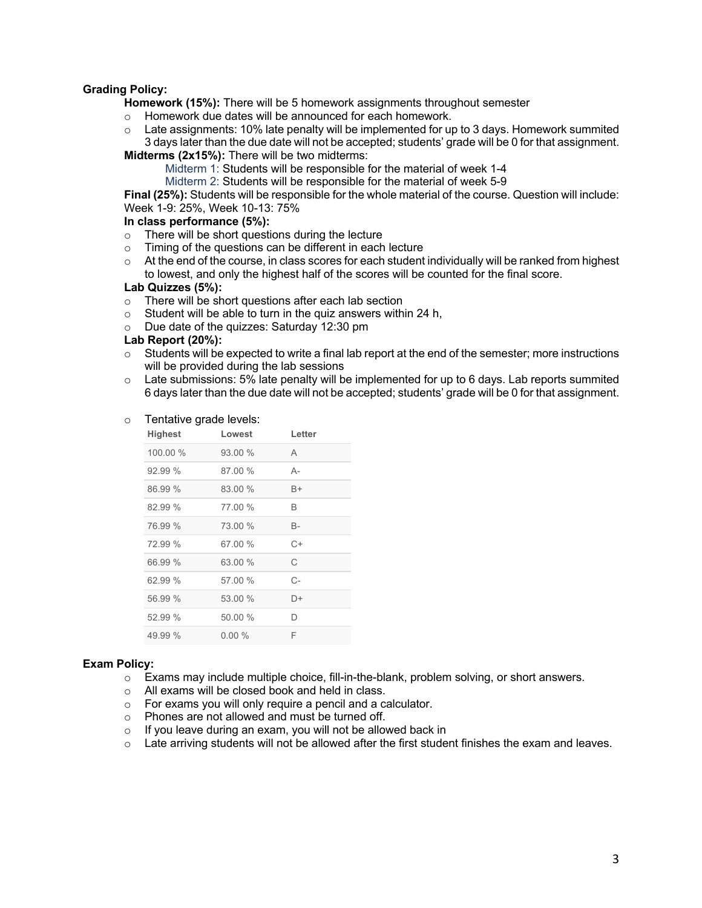**Grading Policy:**

**Homework (15%):** There will be 5 homework assignments throughout semester

- Homework due dates will be announced for each homework.
- Late assignments: 10% late penalty will be implemented for up to 3 days. Homework summited 3 days later than the due date will not be accepted; students' grade will be 0 for that assignment.

**Midterms (2x15%):** There will be two midterms:

Midterm 1: Students will be responsible for the material of week 1-4

Midterm 2: Students will be responsible for the material of week 5-9

**Final (25%):** Students will be responsible for the whole material of the course. Question will include: Week 1-9: 25%, Week 10-13: 75%

**In class performance (5%):**

- There will be short questions during the lecture
- Timing of the questions can be different in each lecture
- At the end of the course, in class scores for each student individually will be ranked from highest to lowest, and only the highest half of the scores will be counted for the final score.

**Lab Quizzes (5%):**

- There will be short questions after each lab section
- Student will be able to turn in the quiz answers within 24 h,
- Due date of the quizzes: Saturday 12:30 pm

**Lab Report (20%):**

- Students will be expected to write a final lab report at the end of the semester; more instructions will be provided during the lab sessions
- Late submissions: 5% late penalty will be implemented for up to 6 days. Lab reports summited 6 days later than the due date will not be accepted; students' grade will be 0 for that assignment.

- Tentative grade levels:

| Highest | Lowest | Letter |
|---|---|---|
| 100.00 % | 93.00 % | A |
| 92.99 % | 87.00 % | A- |
| 86.99 % | 83.00 % | B+ |
| 82.99 % | 77.00 % | B |
| 76.99 % | 73.00 % | B- |
| 72.99 % | 67.00 % | C+ |
| 66.99 % | 63.00 % | C |
| 62.99 % | 57.00 % | C- |
| 56.99 % | 53.00 % | D+ |
| 52.99 % | 50.00 % | D |
| 49.99 % | 0.00 % | F |

**Exam Policy:**

- Exams may include multiple choice, fill-in-the-blank, problem solving, or short answers.
- All exams will be closed book and held in class.
- For exams you will only require a pencil and a calculator.
- Phones are not allowed and must be turned off.
- If you leave during an exam, you will not be allowed back in
- Late arriving students will not be allowed after the first student finishes the exam and leaves.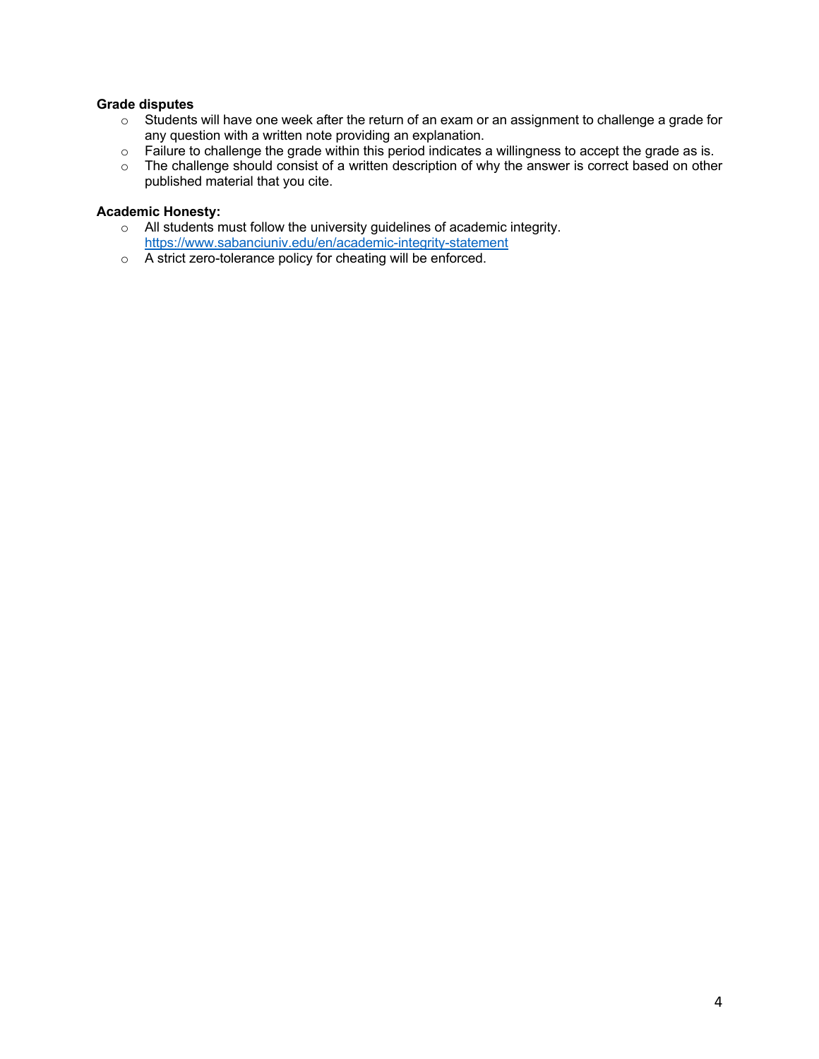**Grade disputes**

- Students will have one week after the return of an exam or an assignment to challenge a grade for any question with a written note providing an explanation.
- Failure to challenge the grade within this period indicates a willingness to accept the grade as is.
- The challenge should consist of a written description of why the answer is correct based on other published material that you cite.

**Academic Honesty:**

- All students must follow the university guidelines of academic integrity. https://www.sabanciuniv.edu/en/academic-integrity-statement
- A strict zero-tolerance policy for cheating will be enforced.